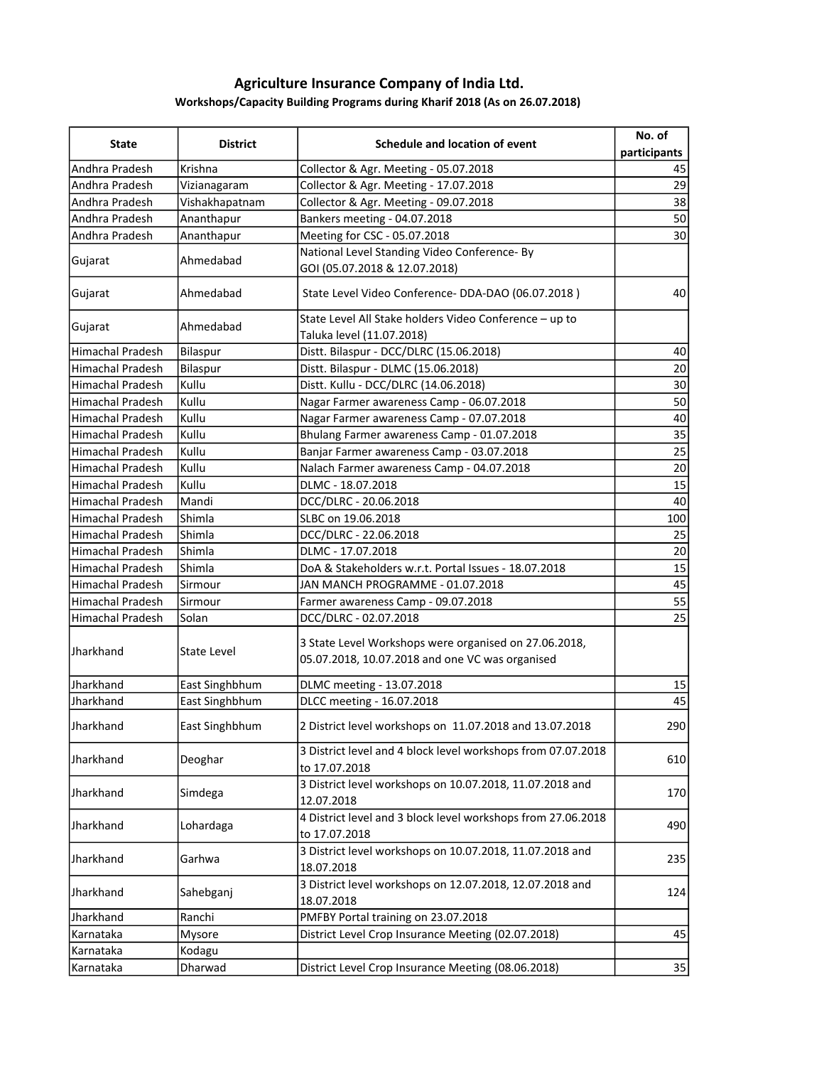# Agriculture Insurance Company of India Ltd.

### Workshops/Capacity Building Programs during Kharif 2018 (As on 26.07.2018)

| State | District | Schedule and location of event | No. of participants |
|---|---|---|---|
| Andhra Pradesh | Krishna | Collector & Agr. Meeting - 05.07.2018 | 45 |
| Andhra Pradesh | Vizianagaram | Collector & Agr. Meeting - 17.07.2018 | 29 |
| Andhra Pradesh | Vishakhapatnam | Collector & Agr. Meeting - 09.07.2018 | 38 |
| Andhra Pradesh | Ananthapur | Bankers meeting - 04.07.2018 | 50 |
| Andhra Pradesh | Ananthapur | Meeting for CSC - 05.07.2018 | 30 |
| Gujarat | Ahmedabad | National Level Standing Video Conference- By GOI (05.07.2018 & 12.07.2018) | |
| Gujarat | Ahmedabad | State Level Video Conference- DDA-DAO (06.07.2018 ) | 40 |
| Gujarat | Ahmedabad | State Level All Stake holders Video Conference – up to Taluka level (11.07.2018) | |
| Himachal Pradesh | Bilaspur | Distt. Bilaspur - DCC/DLRC (15.06.2018) | 40 |
| Himachal Pradesh | Bilaspur | Distt. Bilaspur - DLMC (15.06.2018) | 20 |
| Himachal Pradesh | Kullu | Distt. Kullu - DCC/DLRC (14.06.2018) | 30 |
| Himachal Pradesh | Kullu | Nagar Farmer awareness Camp - 06.07.2018 | 50 |
| Himachal Pradesh | Kullu | Nagar Farmer awareness Camp - 07.07.2018 | 40 |
| Himachal Pradesh | Kullu | Bhulang Farmer awareness Camp - 01.07.2018 | 35 |
| Himachal Pradesh | Kullu | Banjar Farmer awareness Camp - 03.07.2018 | 25 |
| Himachal Pradesh | Kullu | Nalach Farmer awareness Camp - 04.07.2018 | 20 |
| Himachal Pradesh | Kullu | DLMC - 18.07.2018 | 15 |
| Himachal Pradesh | Mandi | DCC/DLRC - 20.06.2018 | 40 |
| Himachal Pradesh | Shimla | SLBC on 19.06.2018 | 100 |
| Himachal Pradesh | Shimla | DCC/DLRC - 22.06.2018 | 25 |
| Himachal Pradesh | Shimla | DLMC - 17.07.2018 | 20 |
| Himachal Pradesh | Shimla | DoA & Stakeholders w.r.t. Portal Issues - 18.07.2018 | 15 |
| Himachal Pradesh | Sirmour | JAN MANCH PROGRAMME - 01.07.2018 | 45 |
| Himachal Pradesh | Sirmour | Farmer awareness Camp - 09.07.2018 | 55 |
| Himachal Pradesh | Solan | DCC/DLRC - 02.07.2018 | 25 |
| Jharkhand | State Level | 3 State Level Workshops were organised on 27.06.2018, 05.07.2018, 10.07.2018 and one VC was organised | |
| Jharkhand | East Singhbhum | DLMC meeting - 13.07.2018 | 15 |
| Jharkhand | East Singhbhum | DLCC meeting - 16.07.2018 | 45 |
| Jharkhand | East Singhbhum | 2 District level workshops on 11.07.2018 and 13.07.2018 | 290 |
| Jharkhand | Deoghar | 3 District level and 4 block level workshops from 07.07.2018 to 17.07.2018 | 610 |
| Jharkhand | Simdega | 3 District level workshops on 10.07.2018, 11.07.2018 and 12.07.2018 | 170 |
| Jharkhand | Lohardaga | 4 District level and 3 block level workshops from 27.06.2018 to 17.07.2018 | 490 |
| Jharkhand | Garhwa | 3 District level workshops on 10.07.2018, 11.07.2018 and 18.07.2018 | 235 |
| Jharkhand | Sahebganj | 3 District level workshops on 12.07.2018, 12.07.2018 and 18.07.2018 | 124 |
| Jharkhand | Ranchi | PMFBY Portal training on 23.07.2018 | |
| Karnataka | Mysore | District Level Crop Insurance Meeting (02.07.2018) | 45 |
| Karnataka | Kodagu | | |
| Karnataka | Dharwad | District Level Crop Insurance Meeting (08.06.2018) | 35 |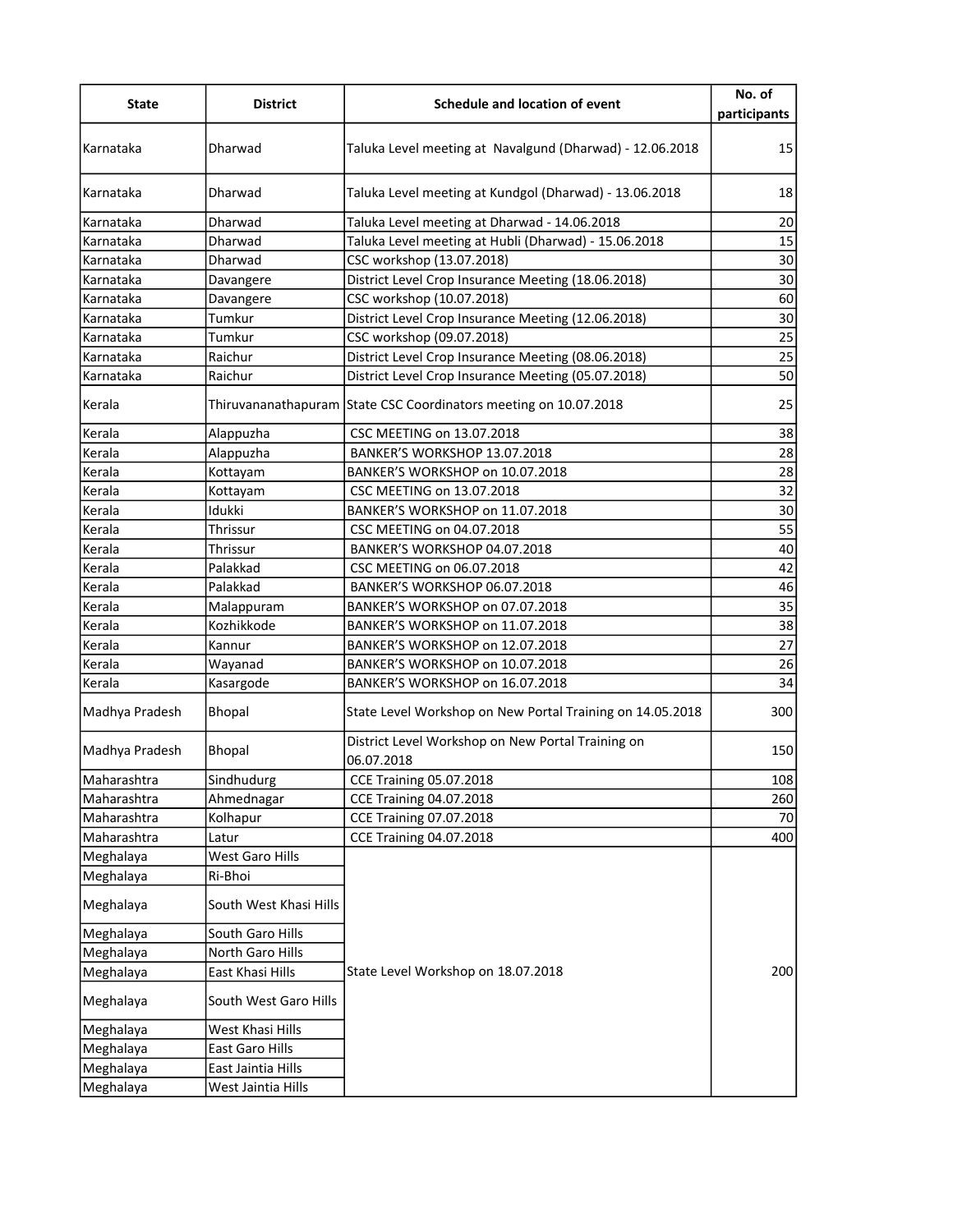| State | District | Schedule and location of event | No. of participants |
|---|---|---|---|
| Karnataka | Dharwad | Taluka Level meeting at Navalgund (Dharwad) - 12.06.2018 | 15 |
| Karnataka | Dharwad | Taluka Level meeting at Kundgol (Dharwad) - 13.06.2018 | 18 |
| Karnataka | Dharwad | Taluka Level meeting at Dharwad - 14.06.2018 | 20 |
| Karnataka | Dharwad | Taluka Level meeting at Hubli (Dharwad) - 15.06.2018 | 15 |
| Karnataka | Dharwad | CSC workshop (13.07.2018) | 30 |
| Karnataka | Davangere | District Level Crop Insurance Meeting (18.06.2018) | 30 |
| Karnataka | Davangere | CSC workshop (10.07.2018) | 60 |
| Karnataka | Tumkur | District Level Crop Insurance Meeting (12.06.2018) | 30 |
| Karnataka | Tumkur | CSC workshop (09.07.2018) | 25 |
| Karnataka | Raichur | District Level Crop Insurance Meeting (08.06.2018) | 25 |
| Karnataka | Raichur | District Level Crop Insurance Meeting (05.07.2018) | 50 |
| Kerala | Thiruvananathapuram | State CSC Coordinators meeting on 10.07.2018 | 25 |
| Kerala | Alappuzha | CSC MEETING on 13.07.2018 | 38 |
| Kerala | Alappuzha | BANKER'S WORKSHOP 13.07.2018 | 28 |
| Kerala | Kottayam | BANKER'S WORKSHOP on 10.07.2018 | 28 |
| Kerala | Kottayam | CSC MEETING on 13.07.2018 | 32 |
| Kerala | Idukki | BANKER'S WORKSHOP on 11.07.2018 | 30 |
| Kerala | Thrissur | CSC MEETING on 04.07.2018 | 55 |
| Kerala | Thrissur | BANKER'S WORKSHOP 04.07.2018 | 40 |
| Kerala | Palakkad | CSC MEETING on 06.07.2018 | 42 |
| Kerala | Palakkad | BANKER'S WORKSHOP 06.07.2018 | 46 |
| Kerala | Malappuram | BANKER'S WORKSHOP on 07.07.2018 | 35 |
| Kerala | Kozhikkode | BANKER'S WORKSHOP on 11.07.2018 | 38 |
| Kerala | Kannur | BANKER'S WORKSHOP on 12.07.2018 | 27 |
| Kerala | Wayanad | BANKER'S WORKSHOP on 10.07.2018 | 26 |
| Kerala | Kasargode | BANKER'S WORKSHOP on 16.07.2018 | 34 |
| Madhya Pradesh | Bhopal | State Level Workshop on New Portal Training on 14.05.2018 | 300 |
| Madhya Pradesh | Bhopal | District Level Workshop on New Portal Training on 06.07.2018 | 150 |
| Maharashtra | Sindhudurg | CCE Training 05.07.2018 | 108 |
| Maharashtra | Ahmednagar | CCE Training 04.07.2018 | 260 |
| Maharashtra | Kolhapur | CCE Training 07.07.2018 | 70 |
| Maharashtra | Latur | CCE Training 04.07.2018 | 400 |
| Meghalaya | West Garo Hills | State Level Workshop on 18.07.2018 | 200 |
| Meghalaya | Ri-Bhoi | | |
| Meghalaya | South West Khasi Hills | | |
| Meghalaya | South Garo Hills | | |
| Meghalaya | North Garo Hills | | |
| Meghalaya | East Khasi Hills | | |
| Meghalaya | South West Garo Hills | | |
| Meghalaya | West Khasi Hills | | |
| Meghalaya | East Garo Hills | | |
| Meghalaya | East Jaintia Hills | | |
| Meghalaya | West Jaintia Hills | | |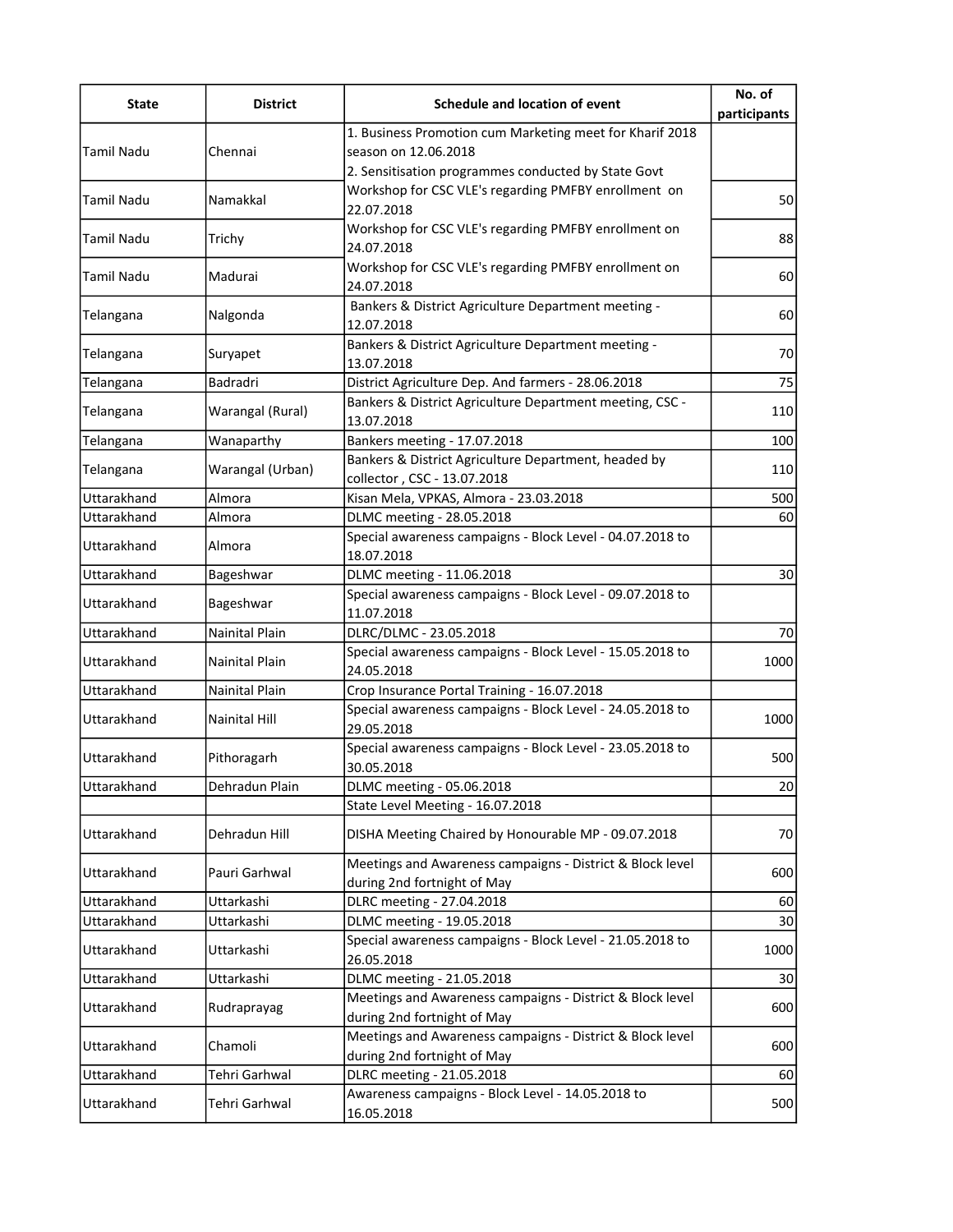| State | District | Schedule and location of event | No. of participants |
|---|---|---|---|
| Tamil Nadu | Chennai | 1. Business Promotion cum Marketing meet for Kharif 2018 season on 12.06.2018<br>2. Sensitisation programmes conducted by State Govt | |
| Tamil Nadu | Namakkal | Workshop for CSC VLE's regarding PMFBY enrollment on 22.07.2018 | 50 |
| Tamil Nadu | Trichy | Workshop for CSC VLE's regarding PMFBY enrollment on 24.07.2018 | 88 |
| Tamil Nadu | Madurai | Workshop for CSC VLE's regarding PMFBY enrollment on 24.07.2018 | 60 |
| Telangana | Nalgonda | Bankers & District Agriculture Department meeting - 12.07.2018 | 60 |
| Telangana | Suryapet | Bankers & District Agriculture Department meeting - 13.07.2018 | 70 |
| Telangana | Badradri | District Agriculture Dep. And farmers - 28.06.2018 | 75 |
| Telangana | Warangal (Rural) | Bankers & District Agriculture Department meeting, CSC - 13.07.2018 | 110 |
| Telangana | Wanaparthy | Bankers meeting - 17.07.2018 | 100 |
| Telangana | Warangal (Urban) | Bankers & District Agriculture Department, headed by collector , CSC - 13.07.2018 | 110 |
| Uttarakhand | Almora | Kisan Mela, VPKAS, Almora - 23.03.2018 | 500 |
| Uttarakhand | Almora | DLMC meeting - 28.05.2018 | 60 |
| Uttarakhand | Almora | Special awareness campaigns - Block Level - 04.07.2018 to 18.07.2018 | |
| Uttarakhand | Bageshwar | DLMC meeting - 11.06.2018 | 30 |
| Uttarakhand | Bageshwar | Special awareness campaigns - Block Level - 09.07.2018 to 11.07.2018 | |
| Uttarakhand | Nainital Plain | DLRC/DLMC - 23.05.2018 | 70 |
| Uttarakhand | Nainital Plain | Special awareness campaigns - Block Level - 15.05.2018 to 24.05.2018 | 1000 |
| Uttarakhand | Nainital Plain | Crop Insurance Portal Training - 16.07.2018 | |
| Uttarakhand | Nainital Hill | Special awareness campaigns - Block Level - 24.05.2018 to 29.05.2018 | 1000 |
| Uttarakhand | Pithoragarh | Special awareness campaigns - Block Level - 23.05.2018 to 30.05.2018 | 500 |
| Uttarakhand | Dehradun Plain | DLMC meeting - 05.06.2018 | 20 |
| | | State Level Meeting - 16.07.2018 | |
| Uttarakhand | Dehradun Hill | DISHA Meeting Chaired by Honourable MP - 09.07.2018 | 70 |
| Uttarakhand | Pauri Garhwal | Meetings and Awareness campaigns - District & Block level during 2nd fortnight of May | 600 |
| Uttarakhand | Uttarkashi | DLRC meeting - 27.04.2018 | 60 |
| Uttarakhand | Uttarkashi | DLMC meeting - 19.05.2018 | 30 |
| Uttarakhand | Uttarkashi | Special awareness campaigns - Block Level - 21.05.2018 to 26.05.2018 | 1000 |
| Uttarakhand | Uttarkashi | DLMC meeting - 21.05.2018 | 30 |
| Uttarakhand | Rudraprayag | Meetings and Awareness campaigns - District & Block level during 2nd fortnight of May | 600 |
| Uttarakhand | Chamoli | Meetings and Awareness campaigns - District & Block level during 2nd fortnight of May | 600 |
| Uttarakhand | Tehri Garhwal | DLRC meeting - 21.05.2018 | 60 |
| Uttarakhand | Tehri Garhwal | Awareness campaigns - Block Level - 14.05.2018 to 16.05.2018 | 500 |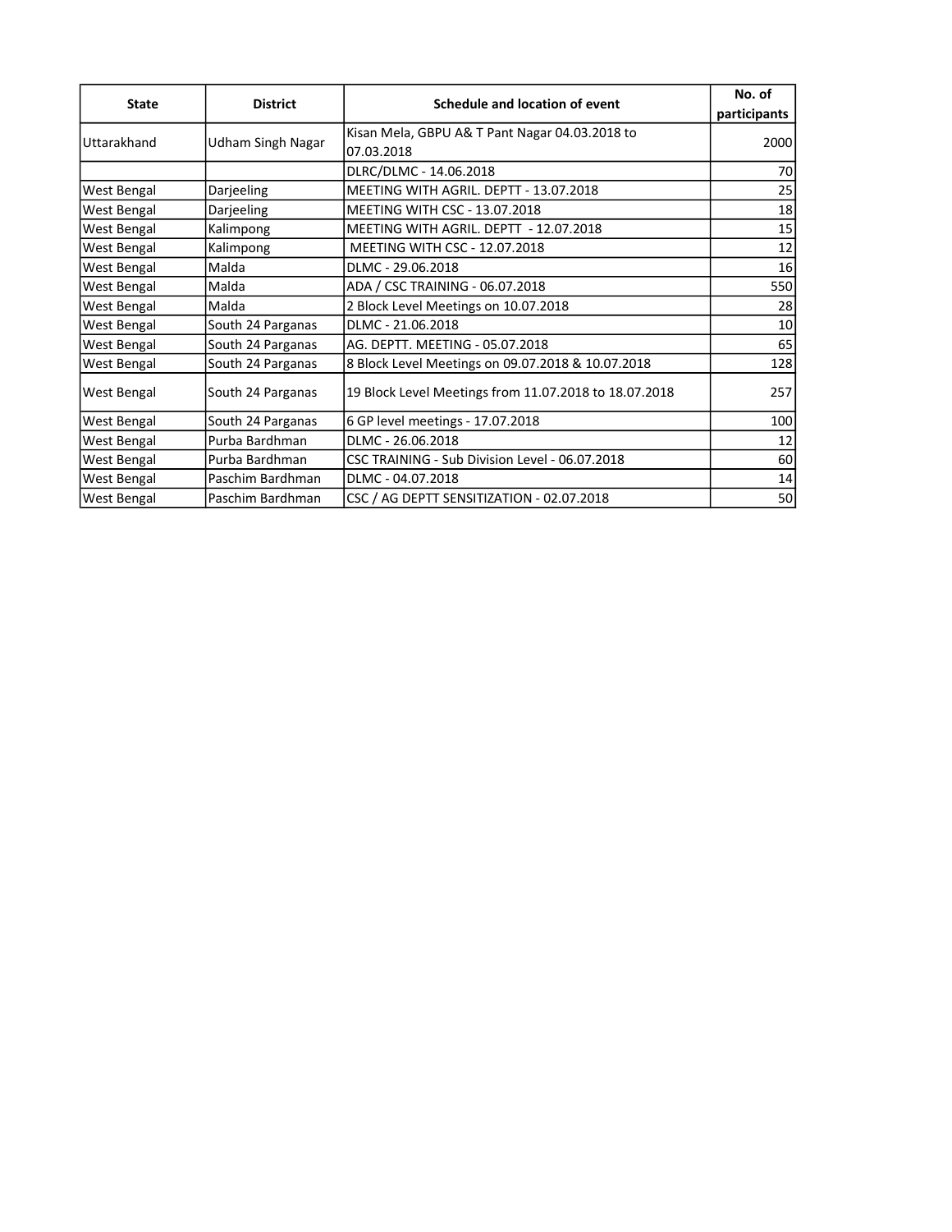| State | District | Schedule and location of event | No. of participants |
|---|---|---|---|
| Uttarakhand | Udham Singh Nagar | Kisan Mela, GBPU A& T Pant Nagar 04.03.2018 to 07.03.2018 | 2000 |
| | | DLRC/DLMC - 14.06.2018 | 70 |
| West Bengal | Darjeeling | MEETING WITH AGRIL. DEPTT - 13.07.2018 | 25 |
| West Bengal | Darjeeling | MEETING WITH CSC - 13.07.2018 | 18 |
| West Bengal | Kalimpong | MEETING WITH AGRIL. DEPTT - 12.07.2018 | 15 |
| West Bengal | Kalimpong | MEETING WITH CSC - 12.07.2018 | 12 |
| West Bengal | Malda | DLMC - 29.06.2018 | 16 |
| West Bengal | Malda | ADA / CSC TRAINING - 06.07.2018 | 550 |
| West Bengal | Malda | 2 Block Level Meetings on 10.07.2018 | 28 |
| West Bengal | South 24 Parganas | DLMC - 21.06.2018 | 10 |
| West Bengal | South 24 Parganas | AG. DEPTT. MEETING - 05.07.2018 | 65 |
| West Bengal | South 24 Parganas | 8 Block Level Meetings on 09.07.2018 & 10.07.2018 | 128 |
| West Bengal | South 24 Parganas | 19 Block Level Meetings from 11.07.2018 to 18.07.2018 | 257 |
| West Bengal | South 24 Parganas | 6 GP level meetings - 17.07.2018 | 100 |
| West Bengal | Purba Bardhman | DLMC - 26.06.2018 | 12 |
| West Bengal | Purba Bardhman | CSC TRAINING - Sub Division Level - 06.07.2018 | 60 |
| West Bengal | Paschim Bardhman | DLMC - 04.07.2018 | 14 |
| West Bengal | Paschim Bardhman | CSC / AG DEPTT SENSITIZATION - 02.07.2018 | 50 |